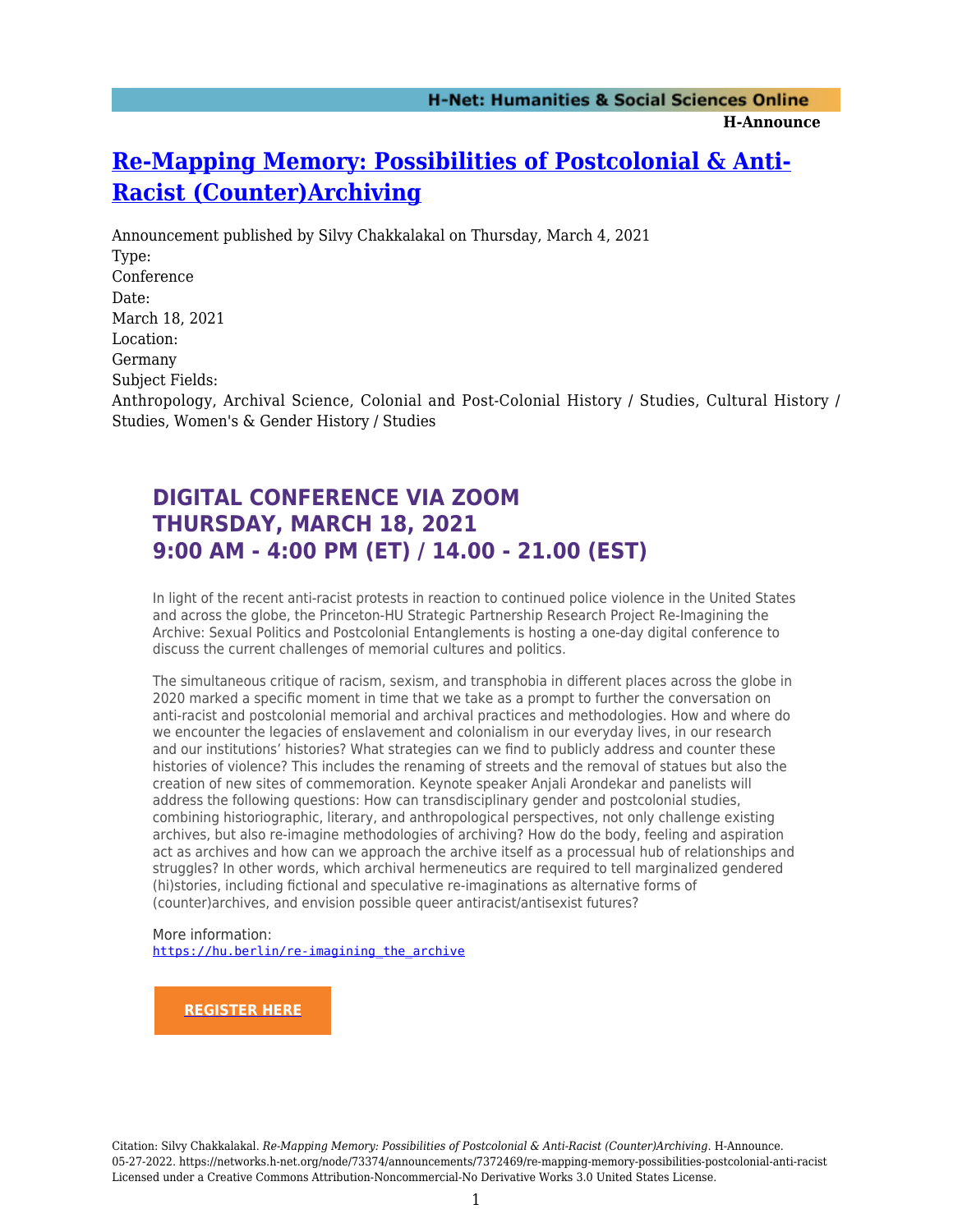# [Re-Mapping Memory: Possibilities of Postcolonial & Anti-Racist (Counter)Archiving](https://networks.h-net.org/node/73374/announcements/7372469/re-mapping-memory-possibilities-postcolonial-anti-racist)

Announcement published by Silvy Chakkalakal on Thursday, March 4, 2021

Type:
Conference

Date:
March 18, 2021

Location:
Germany

Subject Fields:
Anthropology, Archival Science, Colonial and Post-Colonial History / Studies, Cultural History / Studies, Women's & Gender History / Studies

## DIGITAL CONFERENCE VIA ZOOM
## THURSDAY, MARCH 18, 2021
## 9:00 AM - 4:00 PM (ET) / 14.00 - 21.00 (EST)

In light of the recent anti-racist protests in reaction to continued police violence in the United States and across the globe, the Princeton-HU Strategic Partnership Research Project Re-Imagining the Archive: Sexual Politics and Postcolonial Entanglements is hosting a one-day digital conference to discuss the current challenges of memorial cultures and politics.

The simultaneous critique of racism, sexism, and transphobia in different places across the globe in 2020 marked a specific moment in time that we take as a prompt to further the conversation on anti-racist and postcolonial memorial and archival practices and methodologies. How and where do we encounter the legacies of enslavement and colonialism in our everyday lives, in our research and our institutions' histories? What strategies can we find to publicly address and counter these histories of violence? This includes the renaming of streets and the removal of statues but also the creation of new sites of commemoration. Keynote speaker Anjali Arondekar and panelists will address the following questions: How can transdisciplinary gender and postcolonial studies, combining historiographic, literary, and anthropological perspectives, not only challenge existing archives, but also re-imagine methodologies of archiving? How do the body, feeling and aspiration act as archives and how can we approach the archive itself as a processual hub of relationships and struggles? In other words, which archival hermeneutics are required to tell marginalized gendered (hi)stories, including fictional and speculative re-imaginations as alternative forms of (counter)archives, and envision possible queer antiracist/antisexist futures?

More information:
https://hu.berlin/re-imagining_the_archive

**REGISTER HERE**

Citation: Silvy Chakkalakal. *Re-Mapping Memory: Possibilities of Postcolonial & Anti-Racist (Counter)Archiving*. H-Announce. 05-27-2022. https://networks.h-net.org/node/73374/announcements/7372469/re-mapping-memory-possibilities-postcolonial-anti-racist
Licensed under a Creative Commons Attribution-Noncommercial-No Derivative Works 3.0 United States License.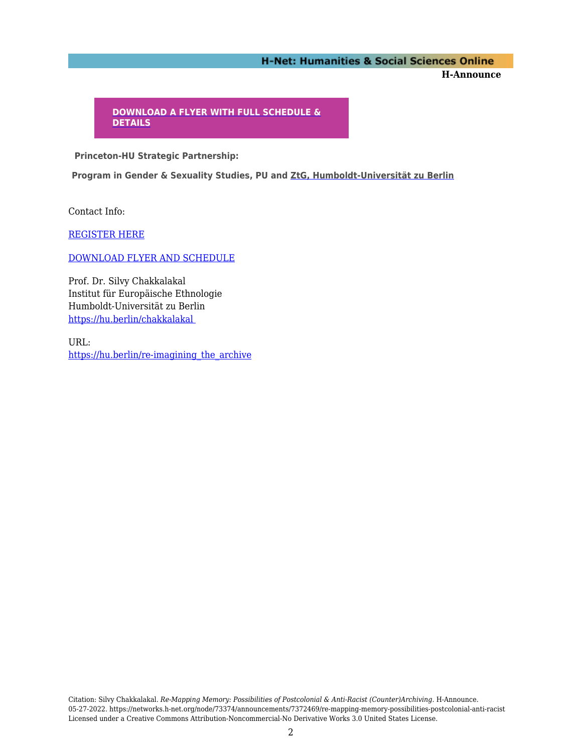**DOWNLOAD A FLYER WITH FULL SCHEDULE & DETAILS**

**Princeton-HU Strategic Partnership:**

**Program in Gender & Sexuality Studies, PU and ZtG, Humboldt-Universität zu Berlin**

Contact Info:

REGISTER HERE

DOWNLOAD FLYER AND SCHEDULE

Prof. Dr. Silvy Chakkalakal  
Institut für Europäische Ethnologie  
Humboldt-Universität zu Berlin  
https://hu.berlin/chakkalakal

URL:  
https://hu.berlin/re-imagining_the_archive

Citation: Silvy Chakkalakal. *Re-Mapping Memory: Possibilities of Postcolonial & Anti-Racist (Counter)Archiving*. H-Announce. 05-27-2022. https://networks.h-net.org/node/73374/announcements/7372469/re-mapping-memory-possibilities-postcolonial-anti-racist  
Licensed under a Creative Commons Attribution-Noncommercial-No Derivative Works 3.0 United States License.